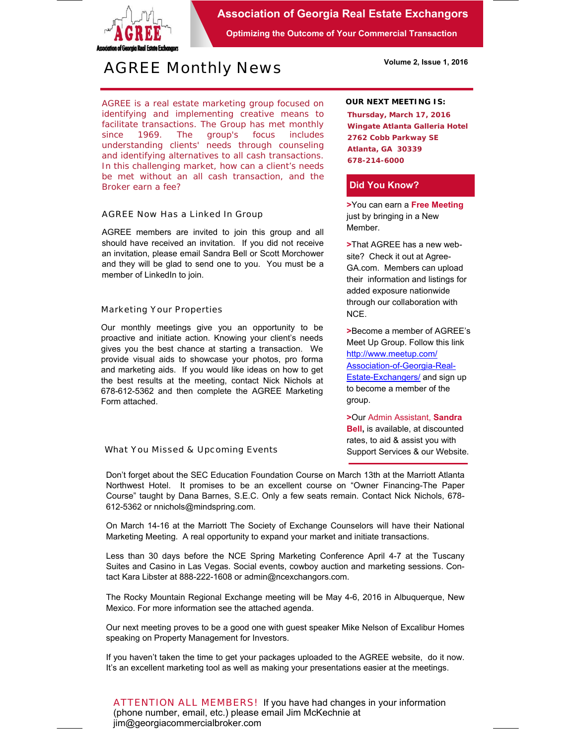# Association of Georgia Real Estate Exchangors

**Optimizing the Outcome of Your Commercial Transaction**

## AGREE Monthly News

**Volume 2, Issue 1, 2016**

AGREE is a real estate marketing group focused on identifying and implementing creative means to facilitate transactions. The Group has met monthly since 1969. The group's focus includes understanding clients' needs through counseling and identifying alternatives to all cash transactions. In this challenging market, how can a client's needs be met without an all cash transaction, and the Broker earn a fee?

### AGREE Now Has a Linked In Group

AGREE members are invited to join this group and all should have received an invitation. If you did not receive an invitation, please email Sandra Bell or Scott Morchower and they will be glad to send one to you. You must be a member of LinkedIn to join.

### Marketing Your Properties

Our monthly meetings give you an opportunity to be proactive and initiate action. Knowing your client's needs gives you the best chance at starting a transaction. We provide visual aids to showcase your photos, pro forma and marketing aids. If you would like ideas on how to get the best results at the meeting, contact Nick Nichols at 678-612-5362 and then complete the AGREE Marketing Form attached.

**OUR NEXT MEETING IS:**

**Thursday, March 17, 2016**
**Wingate Atlanta Galleria Hotel**
**2762 Cobb Parkway SE**
**Atlanta, GA 30339**
**678-214-6000**

### Did You Know?

>You can earn a **Free Meeting** just by bringing in a New Member.

>That AGREE has a new web-site? Check it out at Agree-GA.com. Members can upload their information and listings for added exposure nationwide through our collaboration with NCE.

>Become a member of AGREE's Meet Up Group. Follow this link http://www.meetup.com/Association-of-Georgia-Real-Estate-Exchangers/ and sign up to become a member of the group.

>Our Admin Assistant, **Sandra Bell,** is available, at discounted rates, to aid & assist you with Support Services & our Website.

### What You Missed & Upcoming Events

Don't forget about the SEC Education Foundation Course on March 13th at the Marriott Atlanta Northwest Hotel. It promises to be an excellent course on "Owner Financing-The Paper Course" taught by Dana Barnes, S.E.C. Only a few seats remain. Contact Nick Nichols, 678-612-5362 or nnichols@mindspring.com.

On March 14-16 at the Marriott The Society of Exchange Counselors will have their National Marketing Meeting. A real opportunity to expand your market and initiate transactions.

Less than 30 days before the NCE Spring Marketing Conference April 4-7 at the Tuscany Suites and Casino in Las Vegas. Social events, cowboy auction and marketing sessions. Contact Kara Libster at 888-222-1608 or admin@ncexchangors.com.

The Rocky Mountain Regional Exchange meeting will be May 4-6, 2016 in Albuquerque, New Mexico. For more information see the attached agenda.

Our next meeting proves to be a good one with guest speaker Mike Nelson of Excalibur Homes speaking on Property Management for Investors.

If you haven't taken the time to get your packages uploaded to the AGREE website, do it now. It's an excellent marketing tool as well as making your presentations easier at the meetings.

ATTENTION ALL MEMBERS! If you have had changes in your information (phone number, email, etc.) please email Jim McKechnie at jim@georgiacommercialbroker.com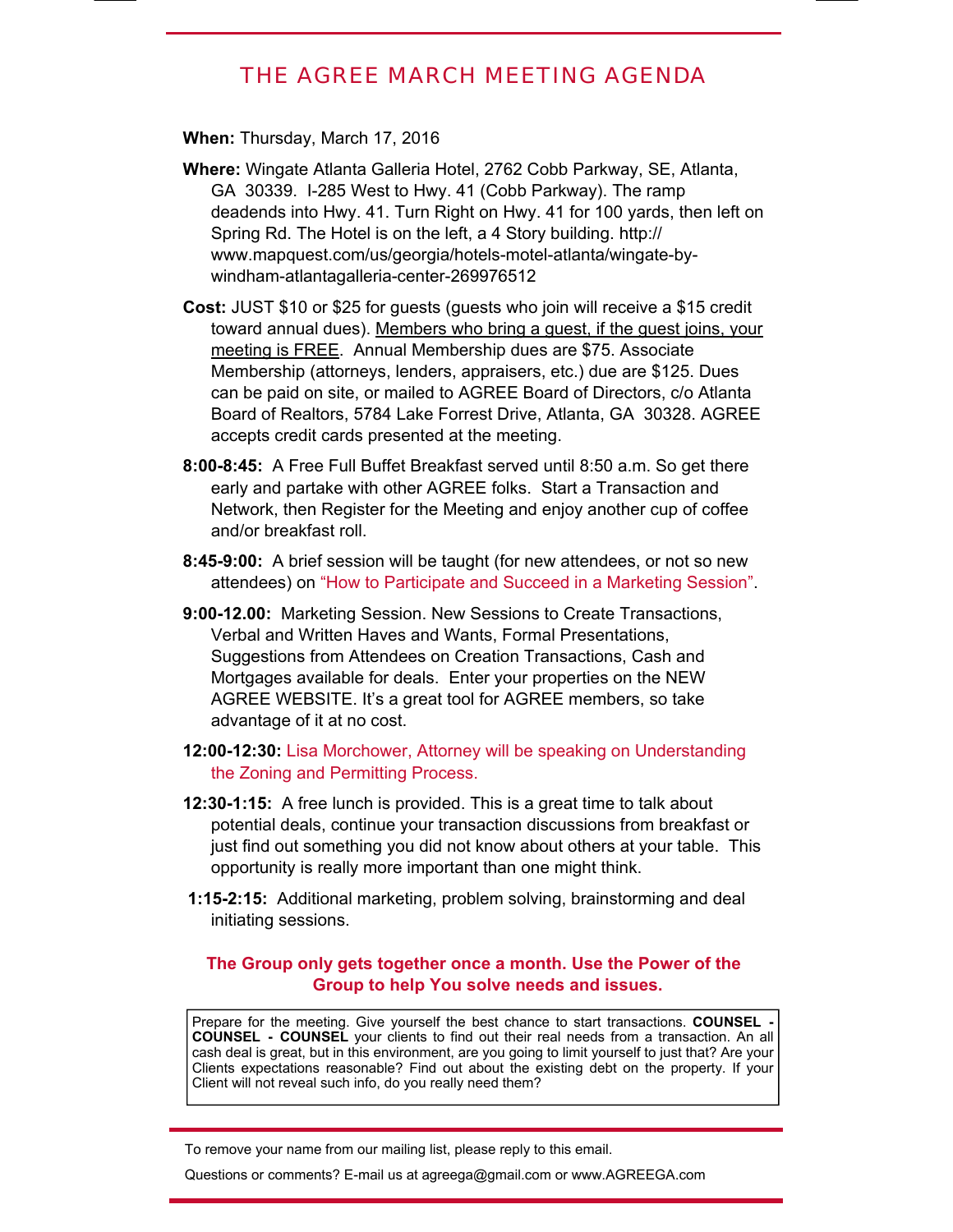# THE AGREE MARCH MEETING AGENDA

**When:** Thursday, March 17, 2016

**Where:** Wingate Atlanta Galleria Hotel, 2762 Cobb Parkway, SE, Atlanta, GA 30339. I-285 West to Hwy. 41 (Cobb Parkway). The ramp deadends into Hwy. 41. Turn Right on Hwy. 41 for 100 yards, then left on Spring Rd. The Hotel is on the left, a 4 Story building. http://www.mapquest.com/us/georgia/hotels-motel-atlanta/wingate-by-windham-atlantagalleria-center-269976512

**Cost:** JUST $10 or $25 for guests (guests who join will receive a $15 credit toward annual dues). <u>Members who bring a guest, if the guest joins, your meeting is FREE</u>. Annual Membership dues are $75. Associate Membership (attorneys, lenders, appraisers, etc.) due are $125. Dues can be paid on site, or mailed to AGREE Board of Directors, c/o Atlanta Board of Realtors, 5784 Lake Forrest Drive, Atlanta, GA 30328. AGREE accepts credit cards presented at the meeting.

**8:00-8:45:** A Free Full Buffet Breakfast served until 8:50 a.m. So get there early and partake with other AGREE folks. Start a Transaction and Network, then Register for the Meeting and enjoy another cup of coffee and/or breakfast roll.

**8:45-9:00:** A brief session will be taught (for new attendees, or not so new attendees) on "How to Participate and Succeed in a Marketing Session".

**9:00-12.00:** Marketing Session. New Sessions to Create Transactions, Verbal and Written Haves and Wants, Formal Presentations, Suggestions from Attendees on Creation Transactions, Cash and Mortgages available for deals. Enter your properties on the NEW AGREE WEBSITE. It's a great tool for AGREE members, so take advantage of it at no cost.

**12:00-12:30:** Lisa Morchower, Attorney will be speaking on Understanding the Zoning and Permitting Process.

**12:30-1:15:** A free lunch is provided. This is a great time to talk about potential deals, continue your transaction discussions from breakfast or just find out something you did not know about others at your table. This opportunity is really more important than one might think.

**1:15-2:15:** Additional marketing, problem solving, brainstorming and deal initiating sessions.

**The Group only gets together once a month. Use the Power of the Group to help You solve needs and issues.**

Prepare for the meeting. Give yourself the best chance to start transactions. **COUNSEL - COUNSEL - COUNSEL** your clients to find out their real needs from a transaction. An all cash deal is great, but in this environment, are you going to limit yourself to just that? Are your Clients expectations reasonable? Find out about the existing debt on the property. If your Client will not reveal such info, do you really need them?

To remove your name from our mailing list, please reply to this email.

Questions or comments? E-mail us at agreega@gmail.com or www.AGREEGA.com